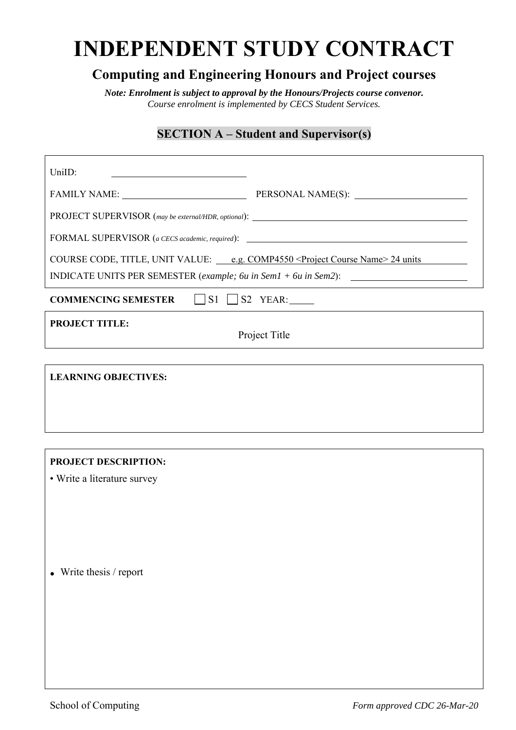# INDEPENDENT STUDY CONTRACT

## Computing and Engineering Honours and Project courses

***Note: Enrolment is subject to approval by the Honours/Projects course convenor.***
*Course enrolment is implemented by CECS Student Services.*

### SECTION A – Student and Supervisor(s)

UniID: ______________________

FAMILY NAME: ______________________ PERSONAL NAME(S): ______________________

PROJECT SUPERVISOR (*may be external/HDR, optional*): ______________________

FORMAL SUPERVISOR (*a CECS academic, required*): ______________________

COURSE CODE, TITLE, UNIT VALUE: e.g. COMP4550 <Project Course Name> 24 units

INDICATE UNITS PER SEMESTER (*example; 6u in Sem1 + 6u in Sem2*): ______________________

**COMMENCING SEMESTER** ☐ S1 ☐ S2 YEAR: _____

**PROJECT TITLE:**

Project Title

**LEARNING OBJECTIVES:**

**PROJECT DESCRIPTION:**

- Write a literature survey

- Write thesis / report

School of Computing

*Form approved CDC 26-Mar-20*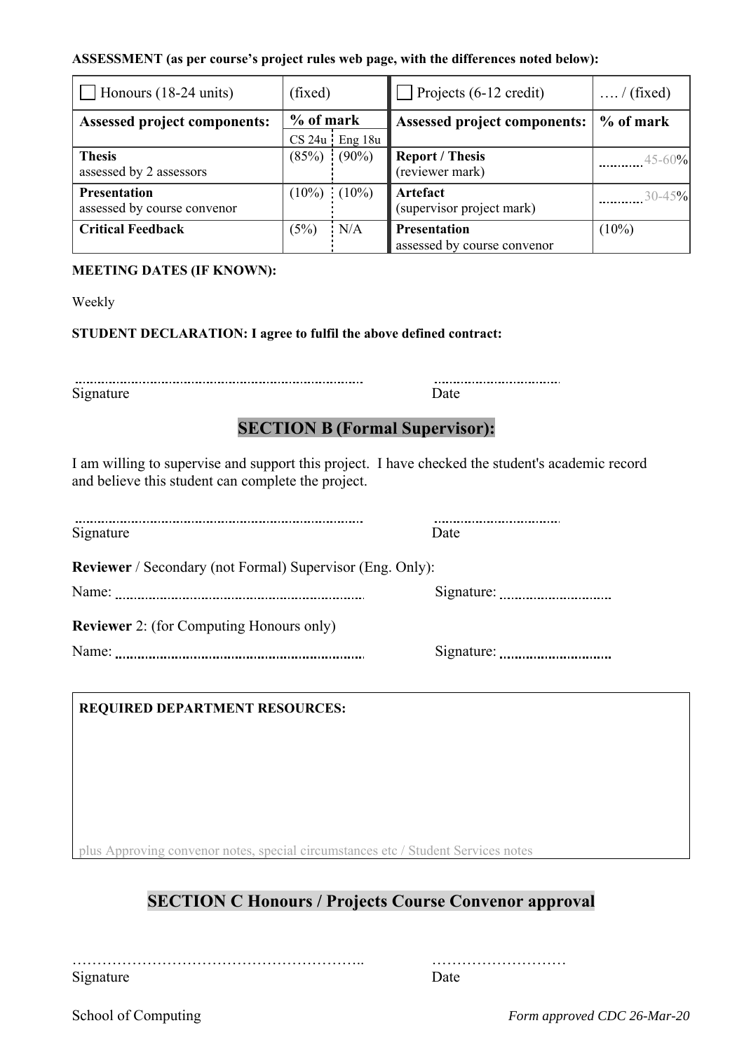**ASSESSMENT (as per course's project rules web page, with the differences noted below):**

| ☐ Honours (18-24 units) | (fixed) | | ☐ Projects (6-12 credit) | …. / (fixed) |
|---|---|---|---|---|
| **Assessed project components:** | **% of mark** | | **Assessed project components:** | **% of mark** |
| | CS 24u | Eng 18u | | |
| **Thesis** assessed by 2 assessors | (85%) | (90%) | **Report / Thesis** (reviewer mark) | ………45-60% |
| **Presentation** assessed by course convenor | (10%) | (10%) | **Artefact** (supervisor project mark) | ………30-45% |
| **Critical Feedback** | (5%) | N/A | **Presentation** assessed by course convenor | (10%) |

**MEETING DATES (IF KNOWN):**

Weekly

**STUDENT DECLARATION: I agree to fulfil the above defined contract:**

………………………………………………… Signature

……………………… Date

## SECTION B (Formal Supervisor):

I am willing to supervise and support this project. I have checked the student's academic record and believe this student can complete the project.

………………………………………………… Signature

……………………… Date

**Reviewer** / Secondary (not Formal) Supervisor (Eng. Only):

Name: ………………………………………… Signature: ………………………

**Reviewer** 2: (for Computing Honours only)

Name: ………………………………………… Signature: ………………………

**REQUIRED DEPARTMENT RESOURCES:**

plus Approving convenor notes, special circumstances etc / Student Services notes

## SECTION C Honours / Projects Course Convenor approval

………………………………………………….. Signature

……………………… Date

School of Computing

*Form approved CDC 26-Mar-20*